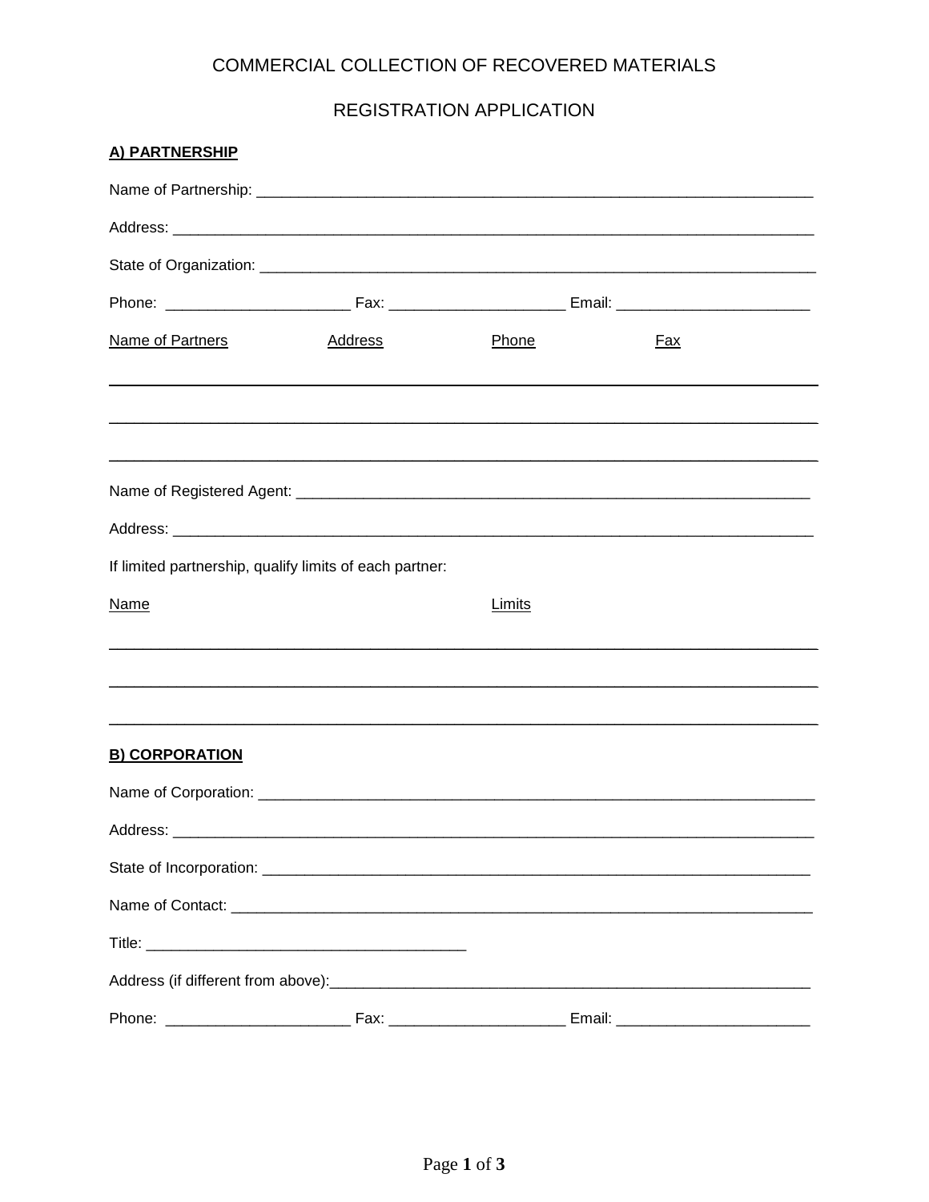# COMMERCIAL COLLECTION OF RECOVERED MATERIALS

## REGISTRATION APPLICATION

**A) PARTNERSHIP**

Name of Partnership: ____________________________________________________________________

Address: ____________________________________________________________________________

State of Organization: ___________________________________________________________________

Phone: _____________________ Fax: ____________________ Email: ______________________

| Name of Partners | Address | Phone | Fax |
|---|---|---|---|
| | | | |
| | | | |
| | | | |

Name of Registered Agent: _______________________________________________________________

Address: ____________________________________________________________________________

If limited partnership, qualify limits of each partner:

| Name | Limits |
|---|---|
| | |
| | |
| | |

**B) CORPORATION**

Name of Corporation: ____________________________________________________________________

Address: ____________________________________________________________________________

State of Incorporation: ___________________________________________________________________

Name of Contact: _______________________________________________________________________

Title: _____________________________________

Address (if different from above):__________________________________________________________

Phone: _____________________ Fax: ____________________ Email: ______________________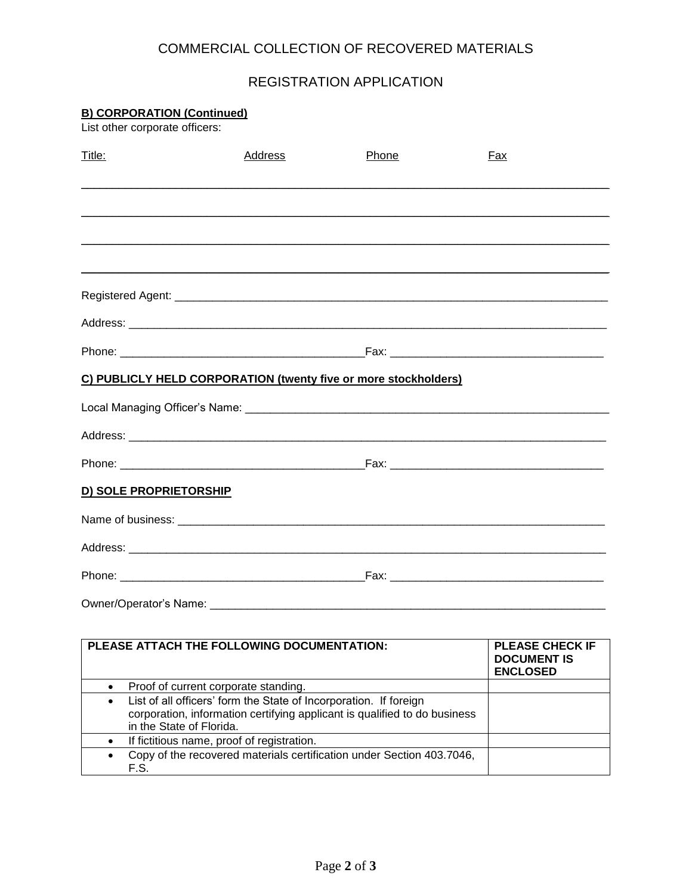COMMERCIAL COLLECTION OF RECOVERED MATERIALS

REGISTRATION APPLICATION

**B) CORPORATION (Continued)**

List other corporate officers:

| Title: | Address | Phone | Fax |
|---|---|---|---|
| | | | |
| | | | |
| | | | |
| | | | |

Registered Agent: ______________________________

Address: ______________________________

Phone: ______________________ Fax: ______________________

**C) PUBLICLY HELD CORPORATION (twenty five or more stockholders)**

Local Managing Officer's Name: ______________________________

Address: ______________________________

Phone: ______________________ Fax: ______________________

**D) SOLE PROPRIETORSHIP**

Name of business: ______________________________

Address: ______________________________

Phone: ______________________ Fax: ______________________

Owner/Operator's Name: ______________________________

| PLEASE ATTACH THE FOLLOWING DOCUMENTATION: | PLEASE CHECK IF DOCUMENT IS ENCLOSED |
|---|---|
| • Proof of current corporate standing. | |
| • List of all officers' form the State of Incorporation. If foreign corporation, information certifying applicant is qualified to do business in the State of Florida. | |
| • If fictitious name, proof of registration. | |
| • Copy of the recovered materials certification under Section 403.7046, F.S. | |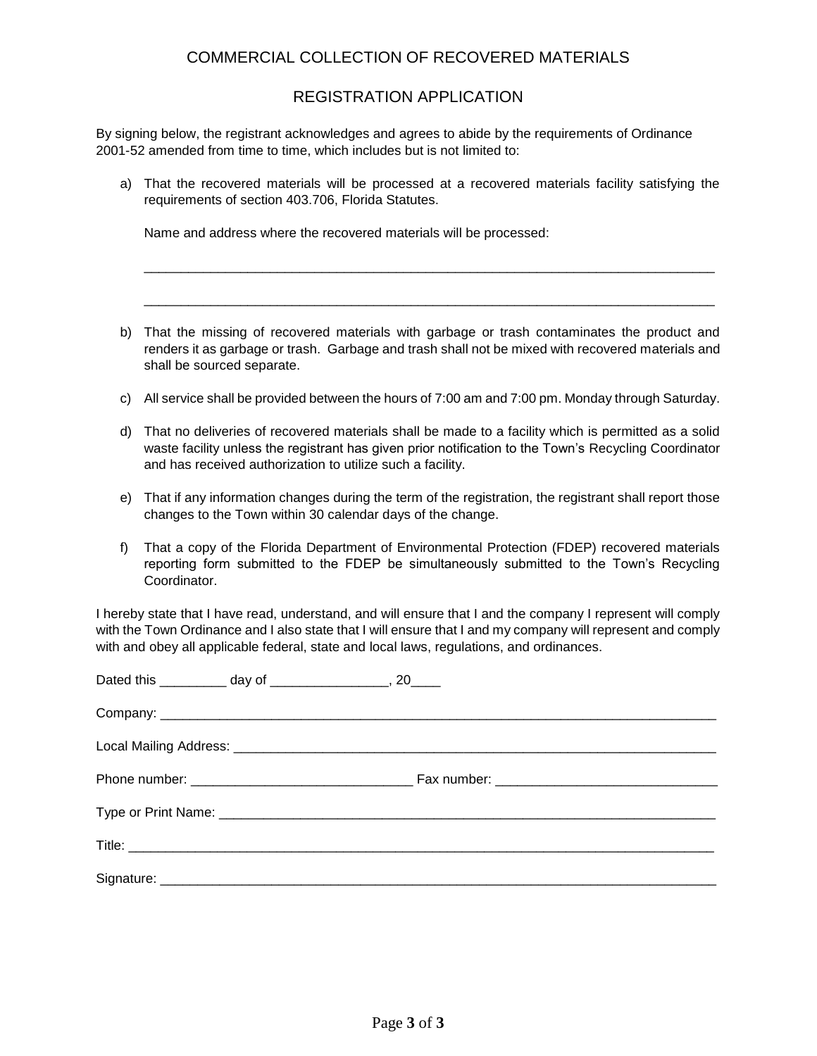# COMMERCIAL COLLECTION OF RECOVERED MATERIALS

## REGISTRATION APPLICATION

By signing below, the registrant acknowledges and agrees to abide by the requirements of Ordinance 2001-52 amended from time to time, which includes but is not limited to:

a) That the recovered materials will be processed at a recovered materials facility satisfying the requirements of section 403.706, Florida Statutes.

   Name and address where the recovered materials will be processed:

   ______________________________________________________________________________

   ______________________________________________________________________________

b) That the missing of recovered materials with garbage or trash contaminates the product and renders it as garbage or trash. Garbage and trash shall not be mixed with recovered materials and shall be sourced separate.

c) All service shall be provided between the hours of 7:00 am and 7:00 pm. Monday through Saturday.

d) That no deliveries of recovered materials shall be made to a facility which is permitted as a solid waste facility unless the registrant has given prior notification to the Town's Recycling Coordinator and has received authorization to utilize such a facility.

e) That if any information changes during the term of the registration, the registrant shall report those changes to the Town within 30 calendar days of the change.

f) That a copy of the Florida Department of Environmental Protection (FDEP) recovered materials reporting form submitted to the FDEP be simultaneously submitted to the Town's Recycling Coordinator.

I hereby state that I have read, understand, and will ensure that I and the company I represent will comply with the Town Ordinance and I also state that I will ensure that I and my company will represent and comply with and obey all applicable federal, state and local laws, regulations, and ordinances.

Dated this _________ day of ________________, 20____

Company: ______________________________________________________________________________

Local Mailing Address: ____________________________________________________________________

Phone number: ______________________________ Fax number: ______________________________

Type or Print Name: _______________________________________________________________________

Title: _________________________________________________________________________________

Signature: ______________________________________________________________________________